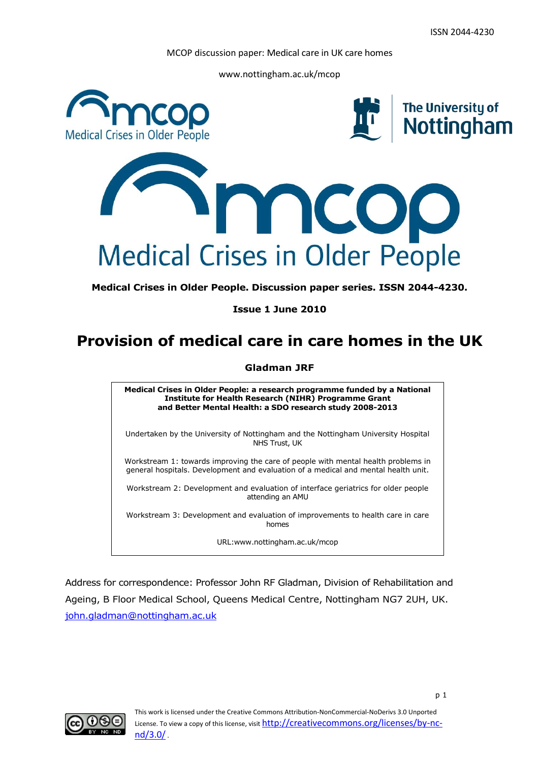ISSN 2044-4230

MCOP discussion paper: Medical care in UK care homes

www.nottingham.ac.uk/mcop

**Medical Crises in Older People. Discussion paper series. ISSN 2044-4230.**

**Issue 1 June 2010**

# Provision of medical care in care homes in the UK

**Gladman JRF**

> **Medical Crises in Older People: a research programme funded by a National Institute for Health Research (NIHR) Programme Grant and Better Mental Health: a SDO research study 2008-2013**
>
> Undertaken by the University of Nottingham and the Nottingham University Hospital NHS Trust, UK
>
> Workstream 1: towards improving the care of people with mental health problems in general hospitals. Development and evaluation of a medical and mental health unit.
>
> Workstream 2: Development and evaluation of interface geriatrics for older people attending an AMU
>
> Workstream 3: Development and evaluation of improvements to health care in care homes
>
> URL:www.nottingham.ac.uk/mcop

Address for correspondence: Professor John RF Gladman, Division of Rehabilitation and Ageing, B Floor Medical School, Queens Medical Centre, Nottingham NG7 2UH, UK. john.gladman@nottingham.ac.uk

This work is licensed under the Creative Commons Attribution-NonCommercial-NoDerivs 3.0 Unported License. To view a copy of this license, visit http://creativecommons.org/licenses/by-nc-nd/3.0/ .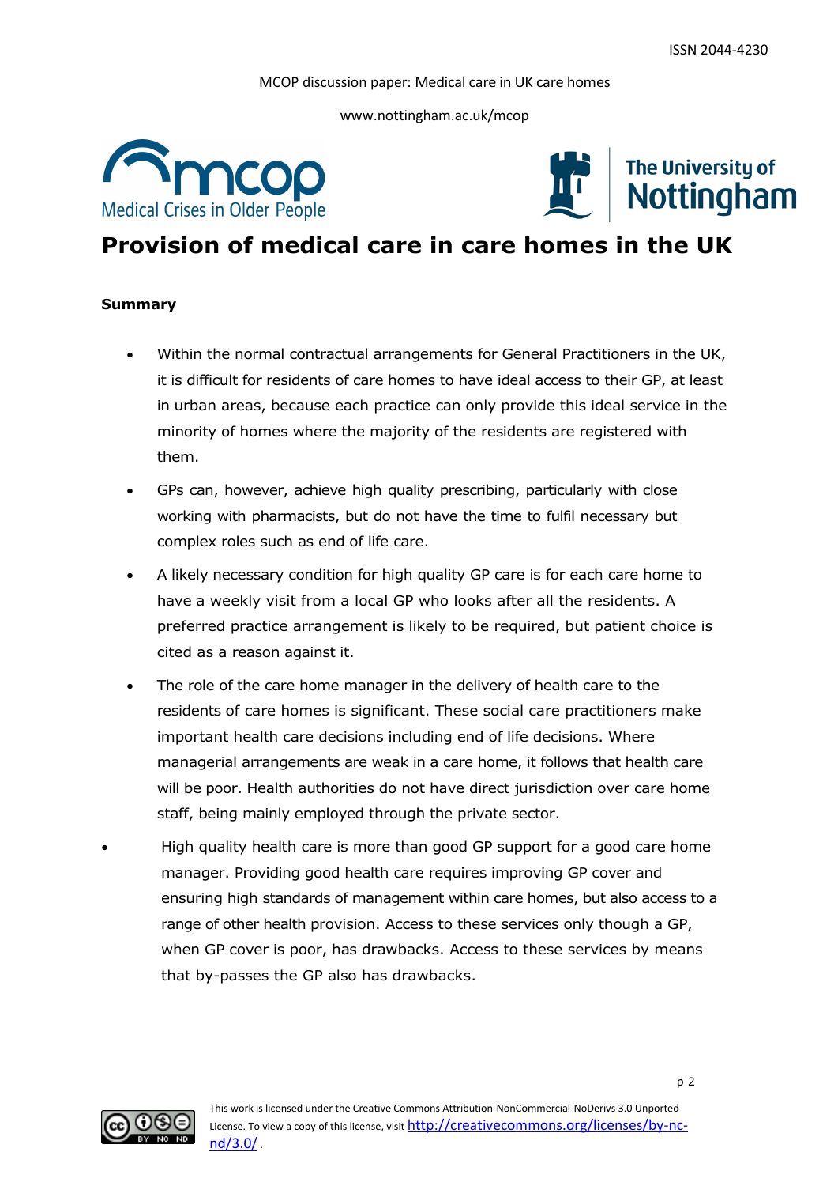# Provision of medical care in care homes in the UK

**Summary**

- Within the normal contractual arrangements for General Practitioners in the UK, it is difficult for residents of care homes to have ideal access to their GP, at least in urban areas, because each practice can only provide this ideal service in the minority of homes where the majority of the residents are registered with them.
- GPs can, however, achieve high quality prescribing, particularly with close working with pharmacists, but do not have the time to fulfil necessary but complex roles such as end of life care.
- A likely necessary condition for high quality GP care is for each care home to have a weekly visit from a local GP who looks after all the residents. A preferred practice arrangement is likely to be required, but patient choice is cited as a reason against it.
- The role of the care home manager in the delivery of health care to the residents of care homes is significant. These social care practitioners make important health care decisions including end of life decisions. Where managerial arrangements are weak in a care home, it follows that health care will be poor. Health authorities do not have direct jurisdiction over care home staff, being mainly employed through the private sector.
- High quality health care is more than good GP support for a good care home manager. Providing good health care requires improving GP cover and ensuring high standards of management within care homes, but also access to a range of other health provision. Access to these services only though a GP, when GP cover is poor, has drawbacks. Access to these services by means that by-passes the GP also has drawbacks.

This work is licensed under the Creative Commons Attribution-NonCommercial-NoDerivs 3.0 Unported License. To view a copy of this license, visit http://creativecommons.org/licenses/by-nc-nd/3.0/ .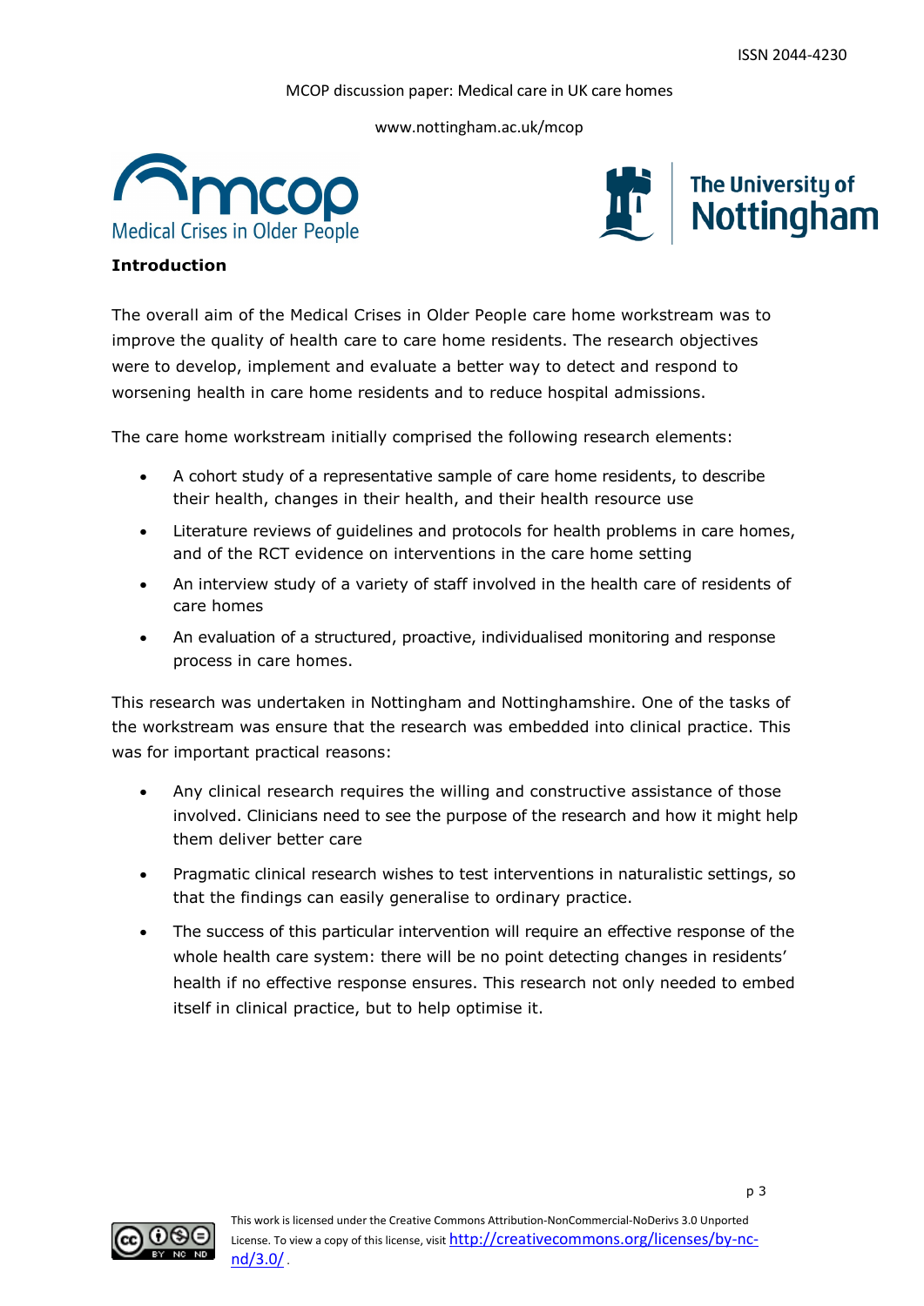## Introduction

The overall aim of the Medical Crises in Older People care home workstream was to improve the quality of health care to care home residents. The research objectives were to develop, implement and evaluate a better way to detect and respond to worsening health in care home residents and to reduce hospital admissions.

The care home workstream initially comprised the following research elements:

- A cohort study of a representative sample of care home residents, to describe their health, changes in their health, and their health resource use
- Literature reviews of guidelines and protocols for health problems in care homes, and of the RCT evidence on interventions in the care home setting
- An interview study of a variety of staff involved in the health care of residents of care homes
- An evaluation of a structured, proactive, individualised monitoring and response process in care homes.

This research was undertaken in Nottingham and Nottinghamshire. One of the tasks of the workstream was ensure that the research was embedded into clinical practice. This was for important practical reasons:

- Any clinical research requires the willing and constructive assistance of those involved. Clinicians need to see the purpose of the research and how it might help them deliver better care
- Pragmatic clinical research wishes to test interventions in naturalistic settings, so that the findings can easily generalise to ordinary practice.
- The success of this particular intervention will require an effective response of the whole health care system: there will be no point detecting changes in residents' health if no effective response ensures. This research not only needed to embed itself in clinical practice, but to help optimise it.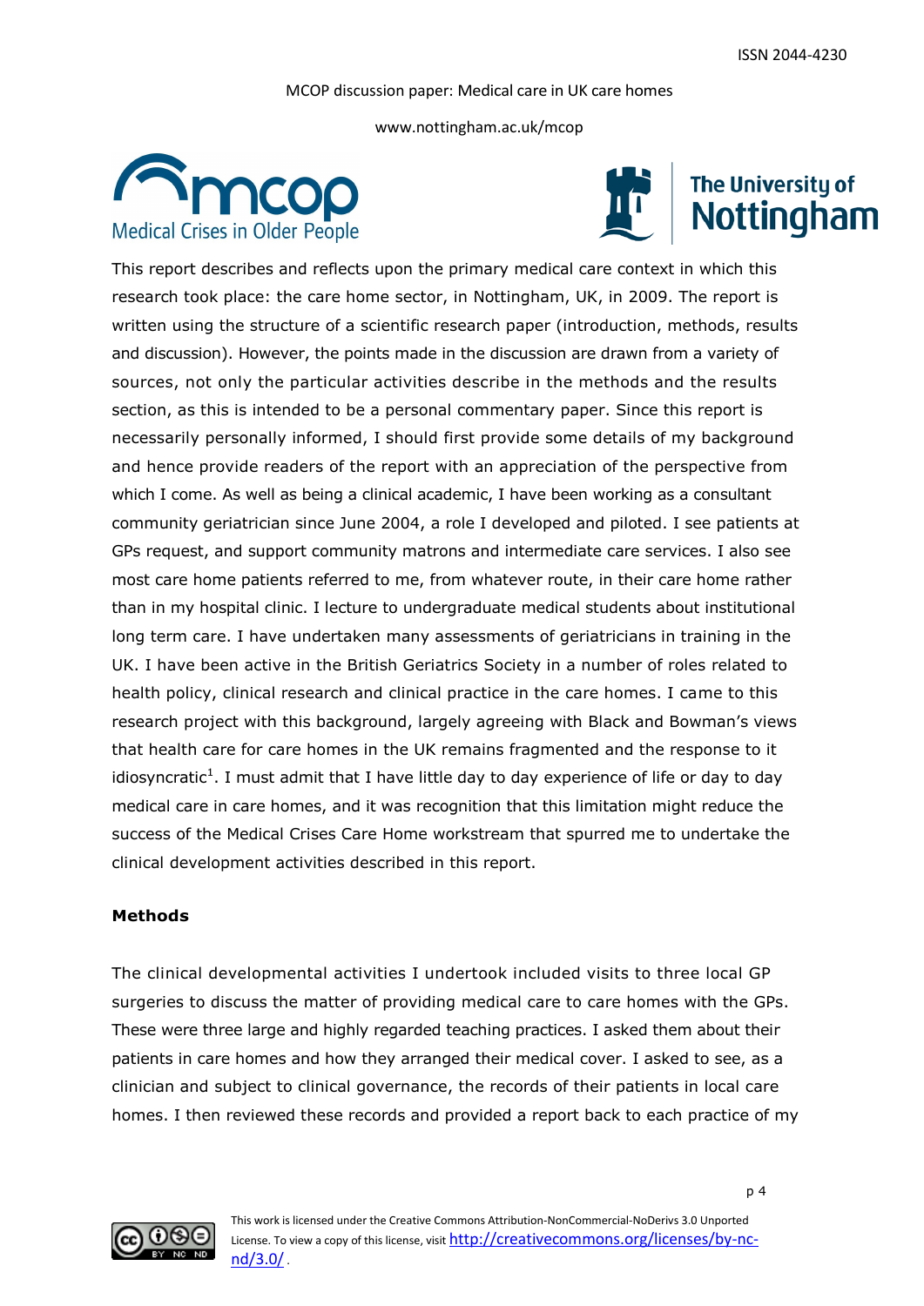This report describes and reflects upon the primary medical care context in which this research took place: the care home sector, in Nottingham, UK, in 2009. The report is written using the structure of a scientific research paper (introduction, methods, results and discussion). However, the points made in the discussion are drawn from a variety of sources, not only the particular activities describe in the methods and the results section, as this is intended to be a personal commentary paper. Since this report is necessarily personally informed, I should first provide some details of my background and hence provide readers of the report with an appreciation of the perspective from which I come. As well as being a clinical academic, I have been working as a consultant community geriatrician since June 2004, a role I developed and piloted. I see patients at GPs request, and support community matrons and intermediate care services. I also see most care home patients referred to me, from whatever route, in their care home rather than in my hospital clinic. I lecture to undergraduate medical students about institutional long term care. I have undertaken many assessments of geriatricians in training in the UK. I have been active in the British Geriatrics Society in a number of roles related to health policy, clinical research and clinical practice in the care homes. I came to this research project with this background, largely agreeing with Black and Bowman's views that health care for care homes in the UK remains fragmented and the response to it idiosyncratic[1]. I must admit that I have little day to day experience of life or day to day medical care in care homes, and it was recognition that this limitation might reduce the success of the Medical Crises Care Home workstream that spurred me to undertake the clinical development activities described in this report.

## Methods

The clinical developmental activities I undertook included visits to three local GP surgeries to discuss the matter of providing medical care to care homes with the GPs. These were three large and highly regarded teaching practices. I asked them about their patients in care homes and how they arranged their medical cover. I asked to see, as a clinician and subject to clinical governance, the records of their patients in local care homes. I then reviewed these records and provided a report back to each practice of my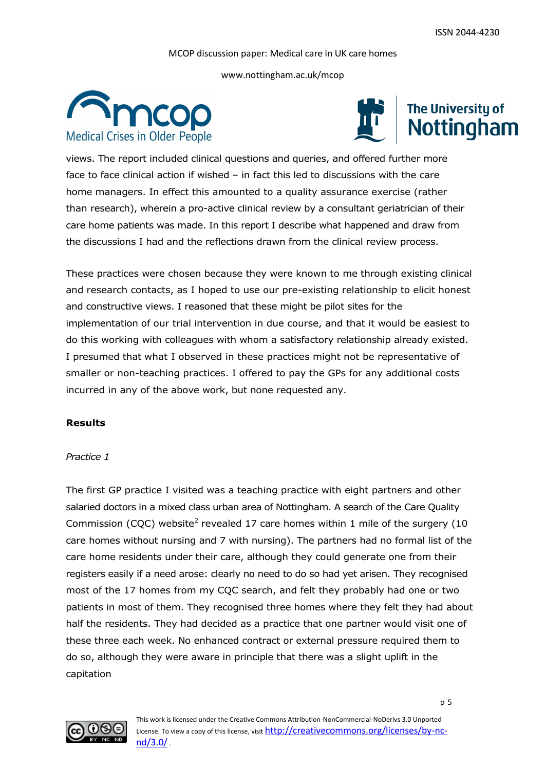views. The report included clinical questions and queries, and offered further more face to face clinical action if wished – in fact this led to discussions with the care home managers. In effect this amounted to a quality assurance exercise (rather than research), wherein a pro-active clinical review by a consultant geriatrician of their care home patients was made. In this report I describe what happened and draw from the discussions I had and the reflections drawn from the clinical review process.

These practices were chosen because they were known to me through existing clinical and research contacts, as I hoped to use our pre-existing relationship to elicit honest and constructive views. I reasoned that these might be pilot sites for the implementation of our trial intervention in due course, and that it would be easiest to do this working with colleagues with whom a satisfactory relationship already existed. I presumed that what I observed in these practices might not be representative of smaller or non-teaching practices. I offered to pay the GPs for any additional costs incurred in any of the above work, but none requested any.

## Results

*Practice 1*

The first GP practice I visited was a teaching practice with eight partners and other salaried doctors in a mixed class urban area of Nottingham. A search of the Care Quality Commission (CQC) website[2] revealed 17 care homes within 1 mile of the surgery (10 care homes without nursing and 7 with nursing). The partners had no formal list of the care home residents under their care, although they could generate one from their registers easily if a need arose: clearly no need to do so had yet arisen. They recognised most of the 17 homes from my CQC search, and felt they probably had one or two patients in most of them. They recognised three homes where they felt they had about half the residents. They had decided as a practice that one partner would visit one of these three each week. No enhanced contract or external pressure required them to do so, although they were aware in principle that there was a slight uplift in the capitation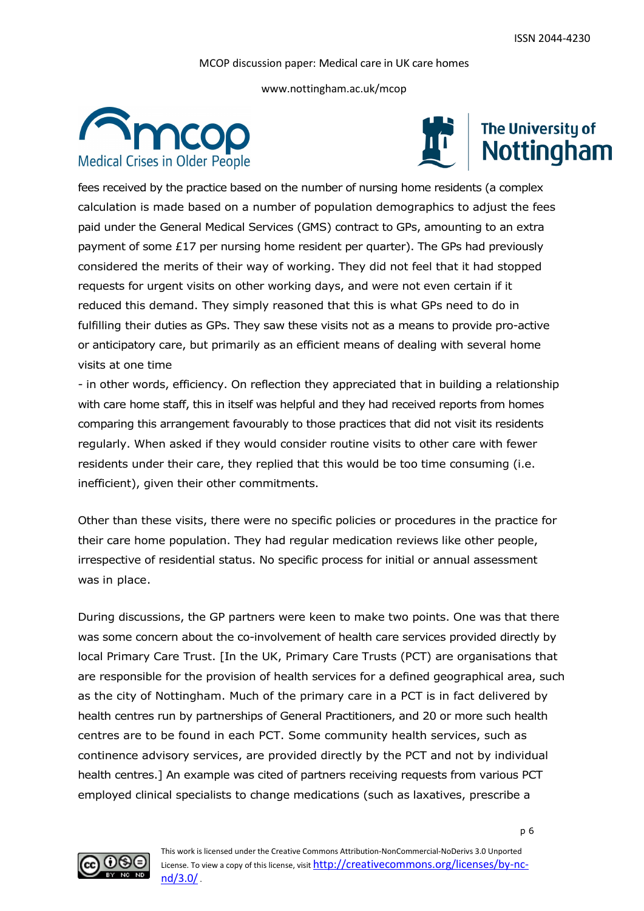fees received by the practice based on the number of nursing home residents (a complex calculation is made based on a number of population demographics to adjust the fees paid under the General Medical Services (GMS) contract to GPs, amounting to an extra payment of some £17 per nursing home resident per quarter). The GPs had previously considered the merits of their way of working. They did not feel that it had stopped requests for urgent visits on other working days, and were not even certain if it reduced this demand. They simply reasoned that this is what GPs need to do in fulfilling their duties as GPs. They saw these visits not as a means to provide pro-active or anticipatory care, but primarily as an efficient means of dealing with several home visits at one time - in other words, efficiency. On reflection they appreciated that in building a relationship with care home staff, this in itself was helpful and they had received reports from homes comparing this arrangement favourably to those practices that did not visit its residents regularly. When asked if they would consider routine visits to other care with fewer residents under their care, they replied that this would be too time consuming (i.e. inefficient), given their other commitments.

Other than these visits, there were no specific policies or procedures in the practice for their care home population. They had regular medication reviews like other people, irrespective of residential status. No specific process for initial or annual assessment was in place.

During discussions, the GP partners were keen to make two points. One was that there was some concern about the co-involvement of health care services provided directly by local Primary Care Trust. [In the UK, Primary Care Trusts (PCT) are organisations that are responsible for the provision of health services for a defined geographical area, such as the city of Nottingham. Much of the primary care in a PCT is in fact delivered by health centres run by partnerships of General Practitioners, and 20 or more such health centres are to be found in each PCT. Some community health services, such as continence advisory services, are provided directly by the PCT and not by individual health centres.] An example was cited of partners receiving requests from various PCT employed clinical specialists to change medications (such as laxatives, prescribe a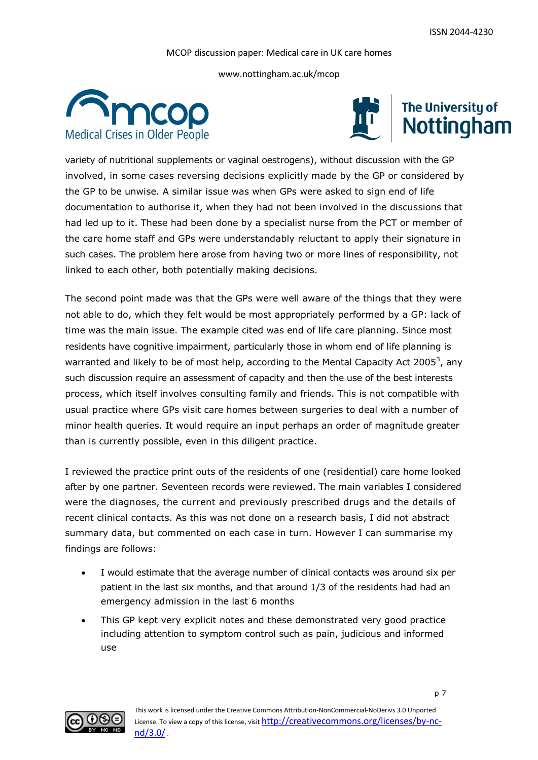variety of nutritional supplements or vaginal oestrogens), without discussion with the GP involved, in some cases reversing decisions explicitly made by the GP or considered by the GP to be unwise. A similar issue was when GPs were asked to sign end of life documentation to authorise it, when they had not been involved in the discussions that had led up to it. These had been done by a specialist nurse from the PCT or member of the care home staff and GPs were understandably reluctant to apply their signature in such cases. The problem here arose from having two or more lines of responsibility, not linked to each other, both potentially making decisions.

The second point made was that the GPs were well aware of the things that they were not able to do, which they felt would be most appropriately performed by a GP: lack of time was the main issue. The example cited was end of life care planning. Since most residents have cognitive impairment, particularly those in whom end of life planning is warranted and likely to be of most help, according to the Mental Capacity Act 2005[3], any such discussion require an assessment of capacity and then the use of the best interests process, which itself involves consulting family and friends. This is not compatible with usual practice where GPs visit care homes between surgeries to deal with a number of minor health queries. It would require an input perhaps an order of magnitude greater than is currently possible, even in this diligent practice.

I reviewed the practice print outs of the residents of one (residential) care home looked after by one partner. Seventeen records were reviewed. The main variables I considered were the diagnoses, the current and previously prescribed drugs and the details of recent clinical contacts. As this was not done on a research basis, I did not abstract summary data, but commented on each case in turn. However I can summarise my findings are follows:

- I would estimate that the average number of clinical contacts was around six per patient in the last six months, and that around 1/3 of the residents had had an emergency admission in the last 6 months
- This GP kept very explicit notes and these demonstrated very good practice including attention to symptom control such as pain, judicious and informed use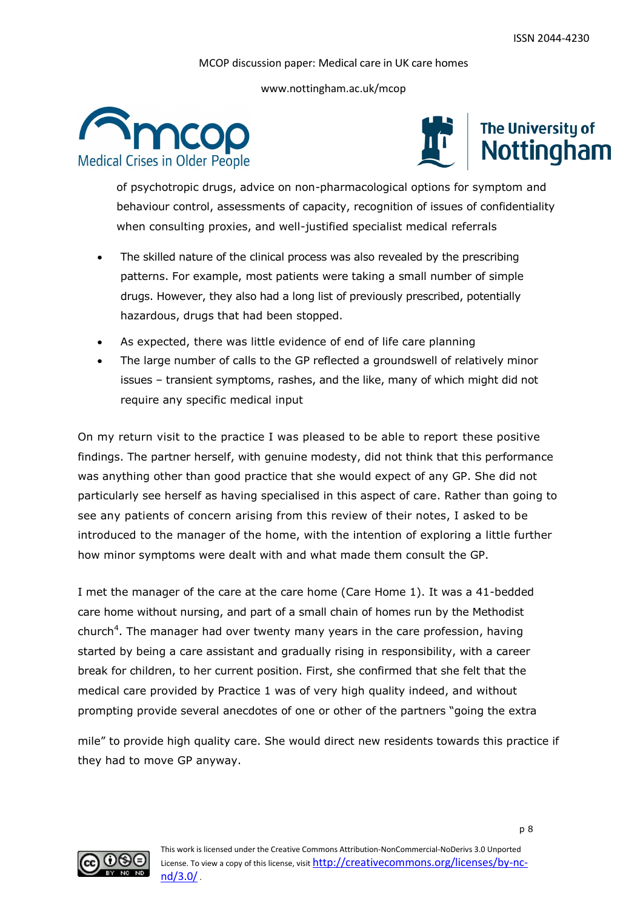of psychotropic drugs, advice on non-pharmacological options for symptom and behaviour control, assessments of capacity, recognition of issues of confidentiality when consulting proxies, and well-justified specialist medical referrals

- The skilled nature of the clinical process was also revealed by the prescribing patterns. For example, most patients were taking a small number of simple drugs. However, they also had a long list of previously prescribed, potentially hazardous, drugs that had been stopped.
- As expected, there was little evidence of end of life care planning
- The large number of calls to the GP reflected a groundswell of relatively minor issues – transient symptoms, rashes, and the like, many of which might did not require any specific medical input

On my return visit to the practice I was pleased to be able to report these positive findings. The partner herself, with genuine modesty, did not think that this performance was anything other than good practice that she would expect of any GP. She did not particularly see herself as having specialised in this aspect of care. Rather than going to see any patients of concern arising from this review of their notes, I asked to be introduced to the manager of the home, with the intention of exploring a little further how minor symptoms were dealt with and what made them consult the GP.

I met the manager of the care at the care home (Care Home 1). It was a 41-bedded care home without nursing, and part of a small chain of homes run by the Methodist church[4]. The manager had over twenty many years in the care profession, having started by being a care assistant and gradually rising in responsibility, with a career break for children, to her current position. First, she confirmed that she felt that the medical care provided by Practice 1 was of very high quality indeed, and without prompting provide several anecdotes of one or other of the partners "going the extra mile" to provide high quality care. She would direct new residents towards this practice if they had to move GP anyway.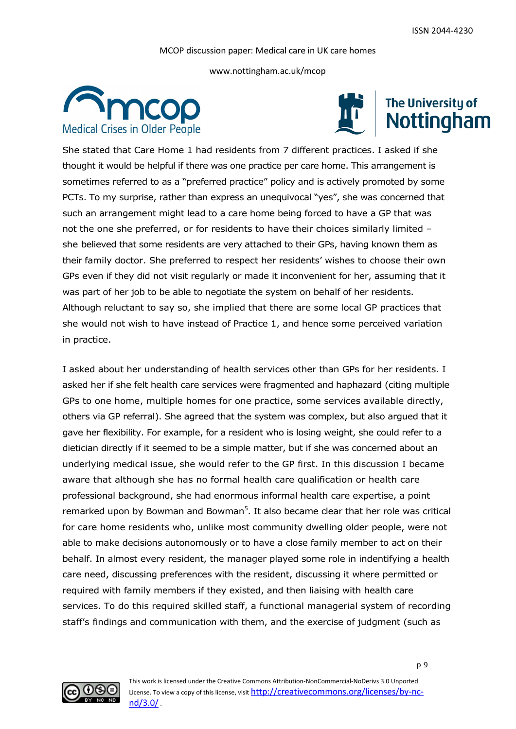She stated that Care Home 1 had residents from 7 different practices. I asked if she thought it would be helpful if there was one practice per care home. This arrangement is sometimes referred to as a "preferred practice" policy and is actively promoted by some PCTs. To my surprise, rather than express an unequivocal "yes", she was concerned that such an arrangement might lead to a care home being forced to have a GP that was not the one she preferred, or for residents to have their choices similarly limited – she believed that some residents are very attached to their GPs, having known them as their family doctor. She preferred to respect her residents' wishes to choose their own GPs even if they did not visit regularly or made it inconvenient for her, assuming that it was part of her job to be able to negotiate the system on behalf of her residents. Although reluctant to say so, she implied that there are some local GP practices that she would not wish to have instead of Practice 1, and hence some perceived variation in practice.

I asked about her understanding of health services other than GPs for her residents. I asked her if she felt health care services were fragmented and haphazard (citing multiple GPs to one home, multiple homes for one practice, some services available directly, others via GP referral). She agreed that the system was complex, but also argued that it gave her flexibility. For example, for a resident who is losing weight, she could refer to a dietician directly if it seemed to be a simple matter, but if she was concerned about an underlying medical issue, she would refer to the GP first. In this discussion I became aware that although she has no formal health care qualification or health care professional background, she had enormous informal health care expertise, a point remarked upon by Bowman and Bowman[5]. It also became clear that her role was critical for care home residents who, unlike most community dwelling older people, were not able to make decisions autonomously or to have a close family member to act on their behalf. In almost every resident, the manager played some role in indentifying a health care need, discussing preferences with the resident, discussing it where permitted or required with family members if they existed, and then liaising with health care services. To do this required skilled staff, a functional managerial system of recording staff's findings and communication with them, and the exercise of judgment (such as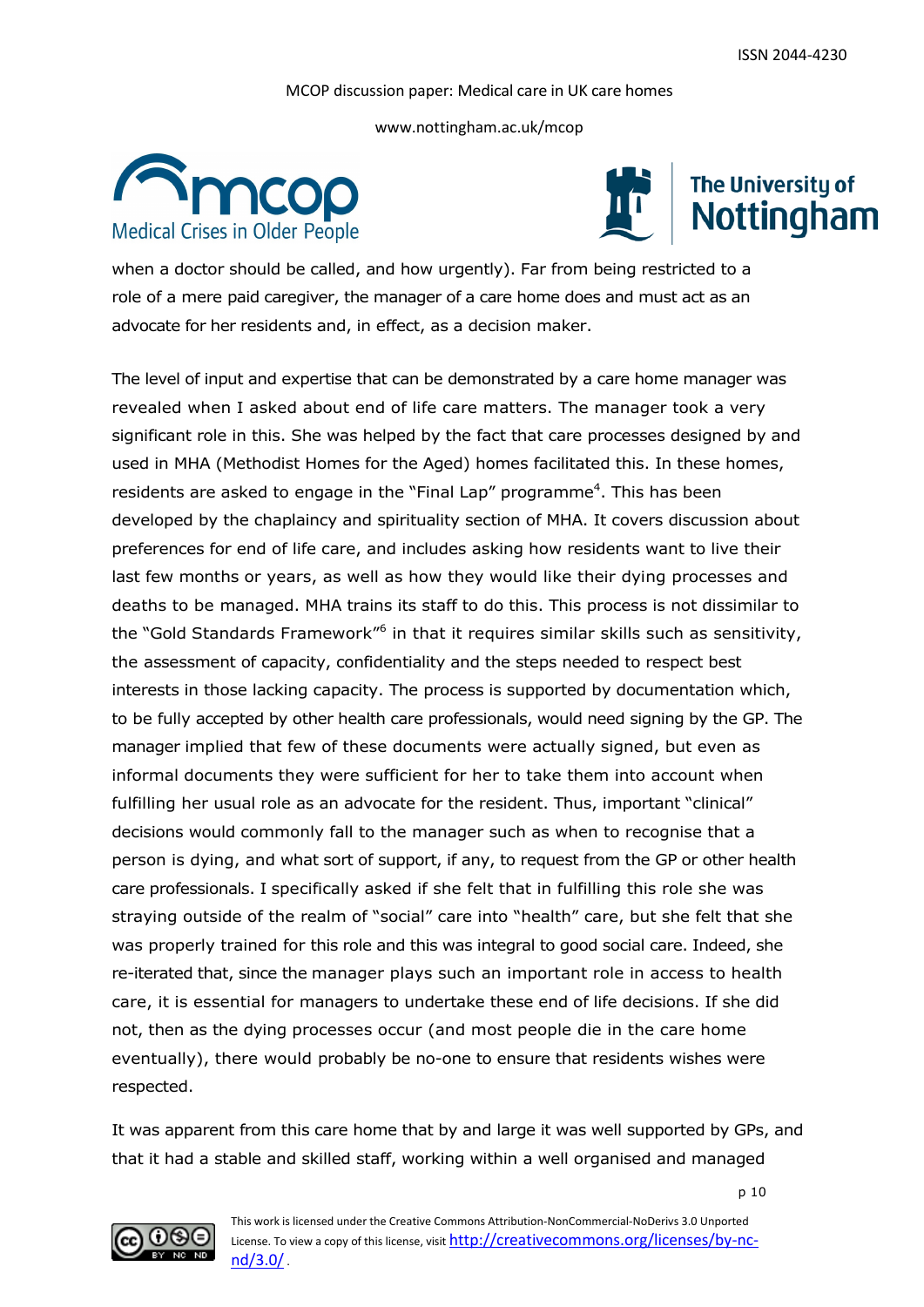when a doctor should be called, and how urgently). Far from being restricted to a role of a mere paid caregiver, the manager of a care home does and must act as an advocate for her residents and, in effect, as a decision maker.

The level of input and expertise that can be demonstrated by a care home manager was revealed when I asked about end of life care matters. The manager took a very significant role in this. She was helped by the fact that care processes designed by and used in MHA (Methodist Homes for the Aged) homes facilitated this. In these homes, residents are asked to engage in the "Final Lap" programme[4]. This has been developed by the chaplaincy and spirituality section of MHA. It covers discussion about preferences for end of life care, and includes asking how residents want to live their last few months or years, as well as how they would like their dying processes and deaths to be managed. MHA trains its staff to do this. This process is not dissimilar to the "Gold Standards Framework"[6] in that it requires similar skills such as sensitivity, the assessment of capacity, confidentiality and the steps needed to respect best interests in those lacking capacity. The process is supported by documentation which, to be fully accepted by other health care professionals, would need signing by the GP. The manager implied that few of these documents were actually signed, but even as informal documents they were sufficient for her to take them into account when fulfilling her usual role as an advocate for the resident. Thus, important "clinical" decisions would commonly fall to the manager such as when to recognise that a person is dying, and what sort of support, if any, to request from the GP or other health care professionals. I specifically asked if she felt that in fulfilling this role she was straying outside of the realm of "social" care into "health" care, but she felt that she was properly trained for this role and this was integral to good social care. Indeed, she re-iterated that, since the manager plays such an important role in access to health care, it is essential for managers to undertake these end of life decisions. If she did not, then as the dying processes occur (and most people die in the care home eventually), there would probably be no-one to ensure that residents wishes were respected.

It was apparent from this care home that by and large it was well supported by GPs, and that it had a stable and skilled staff, working within a well organised and managed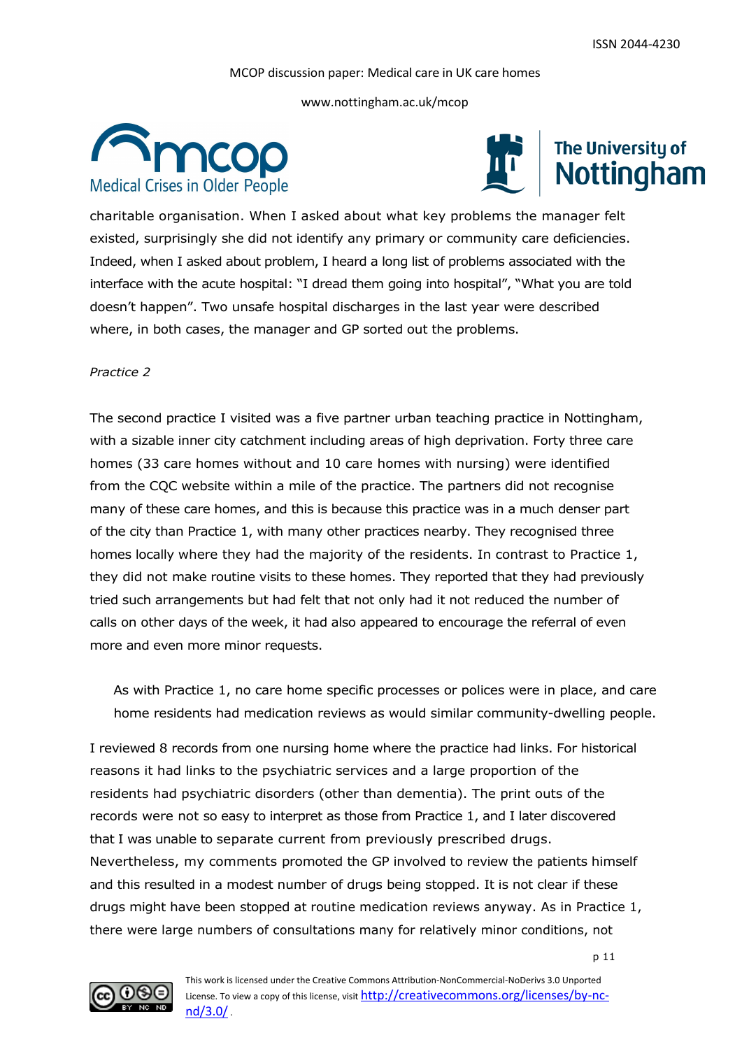charitable organisation. When I asked about what key problems the manager felt existed, surprisingly she did not identify any primary or community care deficiencies. Indeed, when I asked about problem, I heard a long list of problems associated with the interface with the acute hospital: "I dread them going into hospital", "What you are told doesn't happen". Two unsafe hospital discharges in the last year were described where, in both cases, the manager and GP sorted out the problems.

*Practice 2*

The second practice I visited was a five partner urban teaching practice in Nottingham, with a sizable inner city catchment including areas of high deprivation. Forty three care homes (33 care homes without and 10 care homes with nursing) were identified from the CQC website within a mile of the practice. The partners did not recognise many of these care homes, and this is because this practice was in a much denser part of the city than Practice 1, with many other practices nearby. They recognised three homes locally where they had the majority of the residents. In contrast to Practice 1, they did not make routine visits to these homes. They reported that they had previously tried such arrangements but had felt that not only had it not reduced the number of calls on other days of the week, it had also appeared to encourage the referral of even more and even more minor requests.

> As with Practice 1, no care home specific processes or polices were in place, and care home residents had medication reviews as would similar community-dwelling people.

I reviewed 8 records from one nursing home where the practice had links. For historical reasons it had links to the psychiatric services and a large proportion of the residents had psychiatric disorders (other than dementia). The print outs of the records were not so easy to interpret as those from Practice 1, and I later discovered that I was unable to separate current from previously prescribed drugs. Nevertheless, my comments promoted the GP involved to review the patients himself and this resulted in a modest number of drugs being stopped. It is not clear if these drugs might have been stopped at routine medication reviews anyway. As in Practice 1, there were large numbers of consultations many for relatively minor conditions, not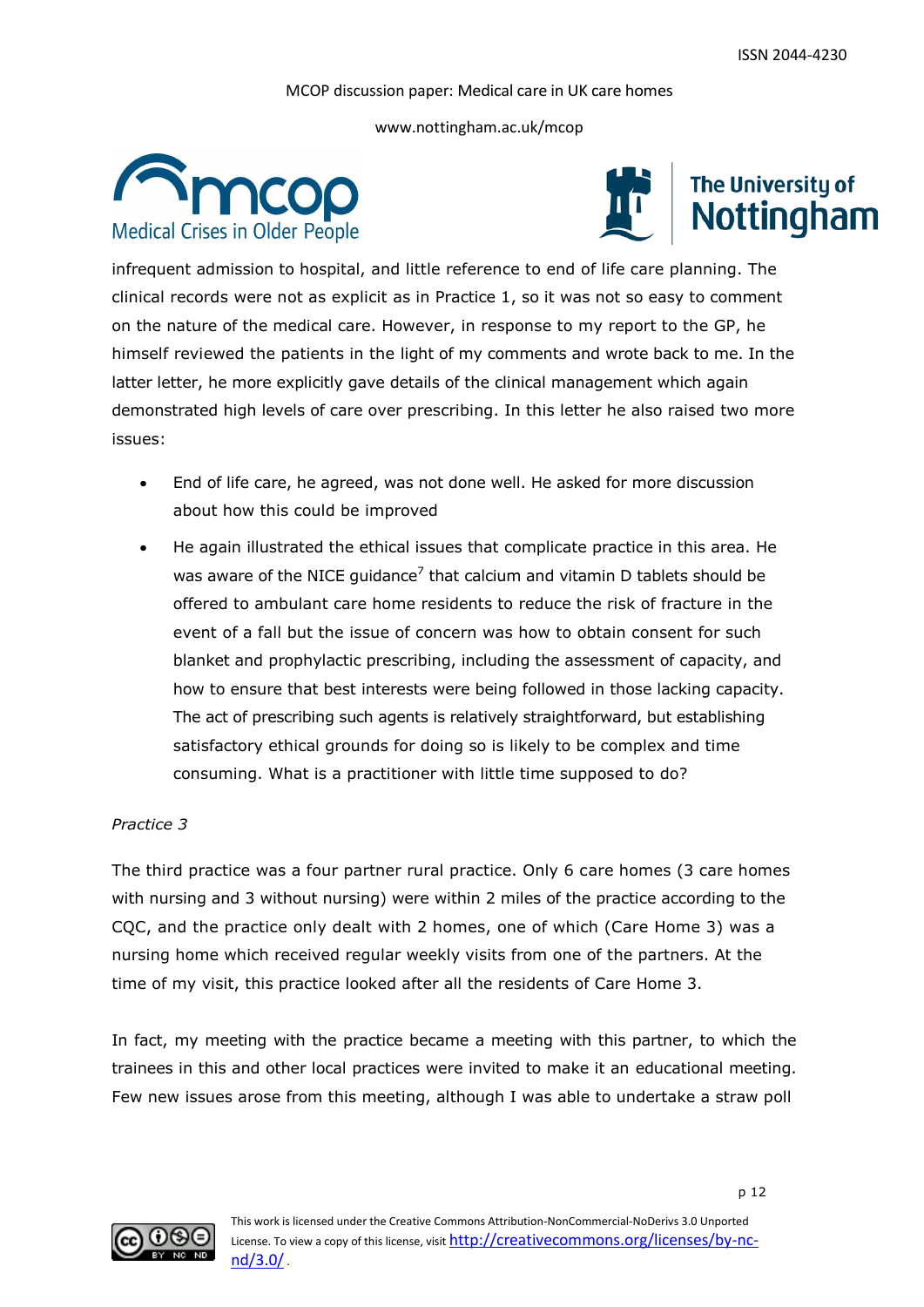infrequent admission to hospital, and little reference to end of life care planning. The clinical records were not as explicit as in Practice 1, so it was not so easy to comment on the nature of the medical care. However, in response to my report to the GP, he himself reviewed the patients in the light of my comments and wrote back to me. In the latter letter, he more explicitly gave details of the clinical management which again demonstrated high levels of care over prescribing. In this letter he also raised two more issues:

- End of life care, he agreed, was not done well. He asked for more discussion about how this could be improved
- He again illustrated the ethical issues that complicate practice in this area. He was aware of the NICE guidance[7] that calcium and vitamin D tablets should be offered to ambulant care home residents to reduce the risk of fracture in the event of a fall but the issue of concern was how to obtain consent for such blanket and prophylactic prescribing, including the assessment of capacity, and how to ensure that best interests were being followed in those lacking capacity. The act of prescribing such agents is relatively straightforward, but establishing satisfactory ethical grounds for doing so is likely to be complex and time consuming. What is a practitioner with little time supposed to do?

*Practice 3*

The third practice was a four partner rural practice. Only 6 care homes (3 care homes with nursing and 3 without nursing) were within 2 miles of the practice according to the CQC, and the practice only dealt with 2 homes, one of which (Care Home 3) was a nursing home which received regular weekly visits from one of the partners. At the time of my visit, this practice looked after all the residents of Care Home 3.

In fact, my meeting with the practice became a meeting with this partner, to which the trainees in this and other local practices were invited to make it an educational meeting. Few new issues arose from this meeting, although I was able to undertake a straw poll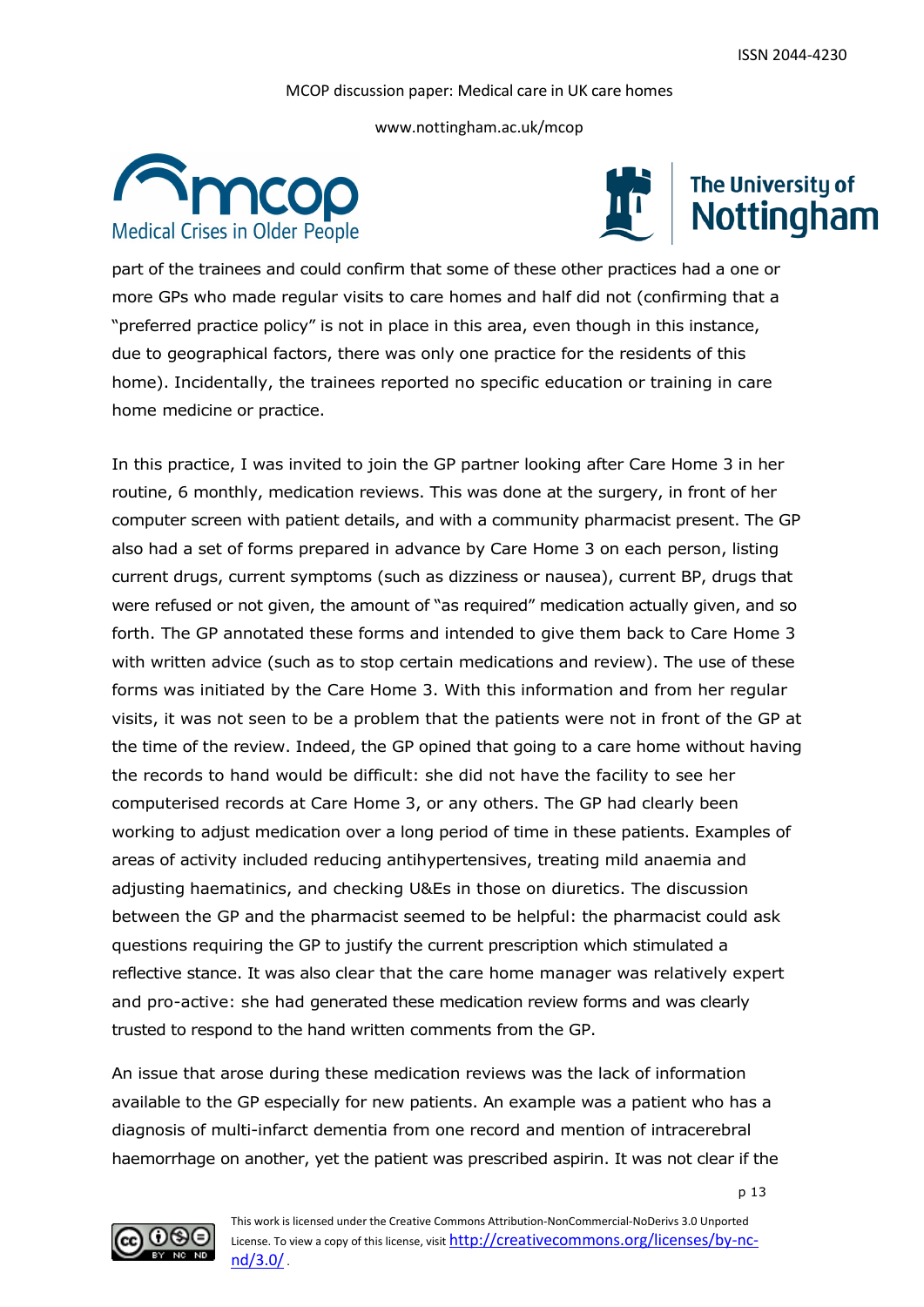part of the trainees and could confirm that some of these other practices had a one or more GPs who made regular visits to care homes and half did not (confirming that a "preferred practice policy" is not in place in this area, even though in this instance, due to geographical factors, there was only one practice for the residents of this home). Incidentally, the trainees reported no specific education or training in care home medicine or practice.

In this practice, I was invited to join the GP partner looking after Care Home 3 in her routine, 6 monthly, medication reviews. This was done at the surgery, in front of her computer screen with patient details, and with a community pharmacist present. The GP also had a set of forms prepared in advance by Care Home 3 on each person, listing current drugs, current symptoms (such as dizziness or nausea), current BP, drugs that were refused or not given, the amount of "as required" medication actually given, and so forth. The GP annotated these forms and intended to give them back to Care Home 3 with written advice (such as to stop certain medications and review). The use of these forms was initiated by the Care Home 3. With this information and from her regular visits, it was not seen to be a problem that the patients were not in front of the GP at the time of the review. Indeed, the GP opined that going to a care home without having the records to hand would be difficult: she did not have the facility to see her computerised records at Care Home 3, or any others. The GP had clearly been working to adjust medication over a long period of time in these patients. Examples of areas of activity included reducing antihypertensives, treating mild anaemia and adjusting haematinics, and checking U&Es in those on diuretics. The discussion between the GP and the pharmacist seemed to be helpful: the pharmacist could ask questions requiring the GP to justify the current prescription which stimulated a reflective stance. It was also clear that the care home manager was relatively expert and pro-active: she had generated these medication review forms and was clearly trusted to respond to the hand written comments from the GP.

An issue that arose during these medication reviews was the lack of information available to the GP especially for new patients. An example was a patient who has a diagnosis of multi-infarct dementia from one record and mention of intracerebral haemorrhage on another, yet the patient was prescribed aspirin. It was not clear if the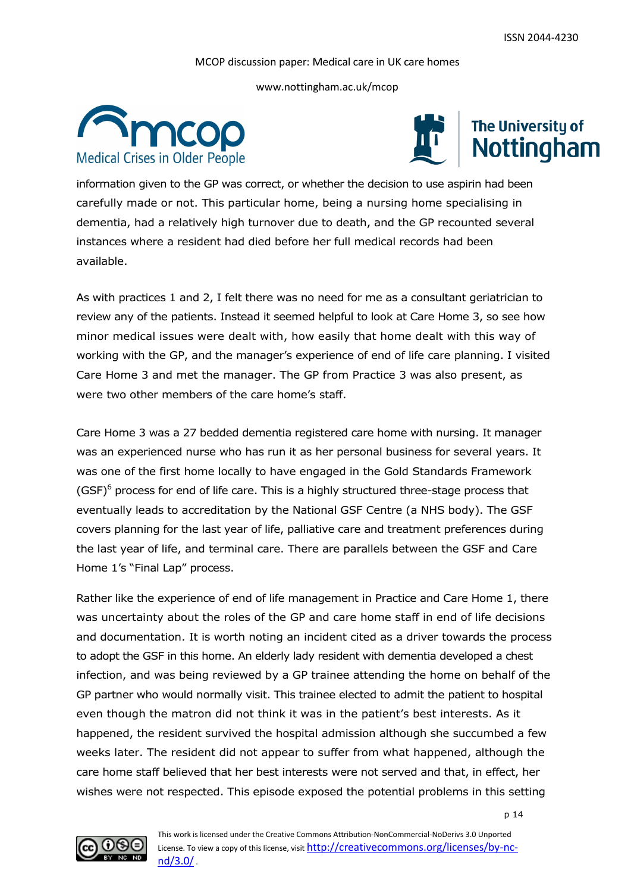information given to the GP was correct, or whether the decision to use aspirin had been carefully made or not. This particular home, being a nursing home specialising in dementia, had a relatively high turnover due to death, and the GP recounted several instances where a resident had died before her full medical records had been available.

As with practices 1 and 2, I felt there was no need for me as a consultant geriatrician to review any of the patients. Instead it seemed helpful to look at Care Home 3, so see how minor medical issues were dealt with, how easily that home dealt with this way of working with the GP, and the manager's experience of end of life care planning. I visited Care Home 3 and met the manager. The GP from Practice 3 was also present, as were two other members of the care home's staff.

Care Home 3 was a 27 bedded dementia registered care home with nursing. It manager was an experienced nurse who has run it as her personal business for several years. It was one of the first home locally to have engaged in the Gold Standards Framework (GSF)[6] process for end of life care. This is a highly structured three-stage process that eventually leads to accreditation by the National GSF Centre (a NHS body). The GSF covers planning for the last year of life, palliative care and treatment preferences during the last year of life, and terminal care. There are parallels between the GSF and Care Home 1's "Final Lap" process.

Rather like the experience of end of life management in Practice and Care Home 1, there was uncertainty about the roles of the GP and care home staff in end of life decisions and documentation. It is worth noting an incident cited as a driver towards the process to adopt the GSF in this home. An elderly lady resident with dementia developed a chest infection, and was being reviewed by a GP trainee attending the home on behalf of the GP partner who would normally visit. This trainee elected to admit the patient to hospital even though the matron did not think it was in the patient's best interests. As it happened, the resident survived the hospital admission although she succumbed a few weeks later. The resident did not appear to suffer from what happened, although the care home staff believed that her best interests were not served and that, in effect, her wishes were not respected. This episode exposed the potential problems in this setting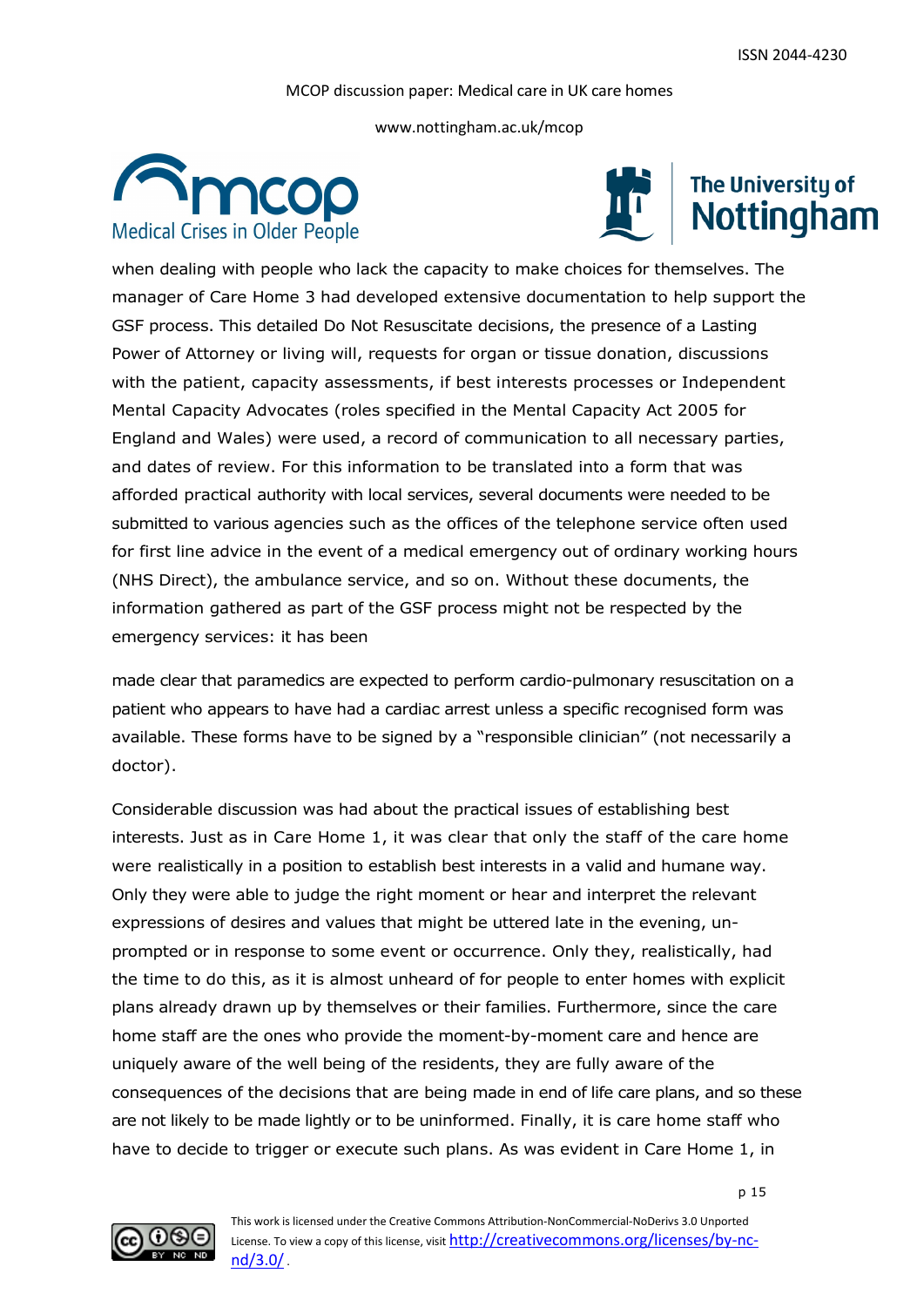when dealing with people who lack the capacity to make choices for themselves. The manager of Care Home 3 had developed extensive documentation to help support the GSF process. This detailed Do Not Resuscitate decisions, the presence of a Lasting Power of Attorney or living will, requests for organ or tissue donation, discussions with the patient, capacity assessments, if best interests processes or Independent Mental Capacity Advocates (roles specified in the Mental Capacity Act 2005 for England and Wales) were used, a record of communication to all necessary parties, and dates of review. For this information to be translated into a form that was afforded practical authority with local services, several documents were needed to be submitted to various agencies such as the offices of the telephone service often used for first line advice in the event of a medical emergency out of ordinary working hours (NHS Direct), the ambulance service, and so on. Without these documents, the information gathered as part of the GSF process might not be respected by the emergency services: it has been

made clear that paramedics are expected to perform cardio-pulmonary resuscitation on a patient who appears to have had a cardiac arrest unless a specific recognised form was available. These forms have to be signed by a "responsible clinician" (not necessarily a doctor).

Considerable discussion was had about the practical issues of establishing best interests. Just as in Care Home 1, it was clear that only the staff of the care home were realistically in a position to establish best interests in a valid and humane way. Only they were able to judge the right moment or hear and interpret the relevant expressions of desires and values that might be uttered late in the evening, un-prompted or in response to some event or occurrence. Only they, realistically, had the time to do this, as it is almost unheard of for people to enter homes with explicit plans already drawn up by themselves or their families. Furthermore, since the care home staff are the ones who provide the moment-by-moment care and hence are uniquely aware of the well being of the residents, they are fully aware of the consequences of the decisions that are being made in end of life care plans, and so these are not likely to be made lightly or to be uninformed. Finally, it is care home staff who have to decide to trigger or execute such plans. As was evident in Care Home 1, in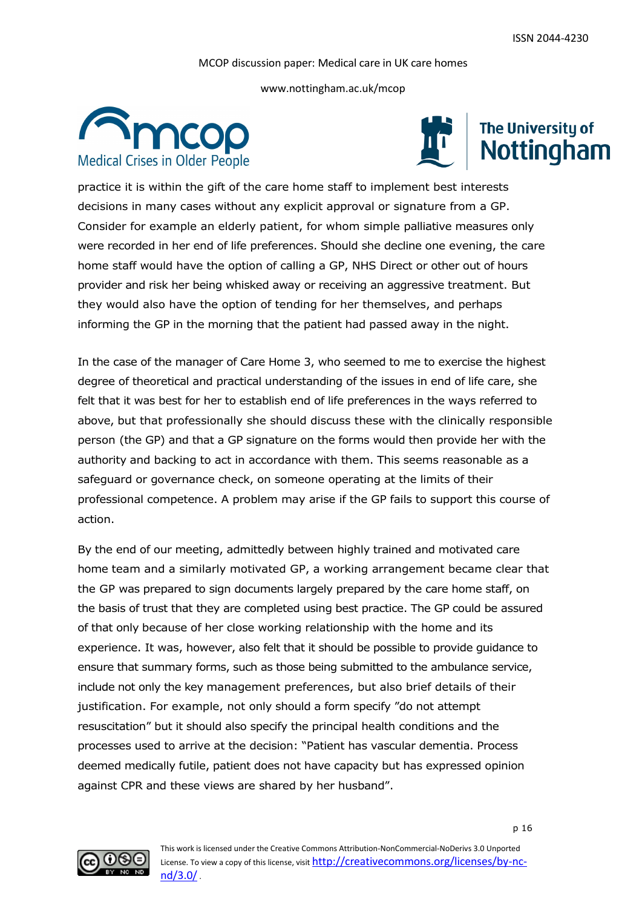practice it is within the gift of the care home staff to implement best interests decisions in many cases without any explicit approval or signature from a GP. Consider for example an elderly patient, for whom simple palliative measures only were recorded in her end of life preferences. Should she decline one evening, the care home staff would have the option of calling a GP, NHS Direct or other out of hours provider and risk her being whisked away or receiving an aggressive treatment. But they would also have the option of tending for her themselves, and perhaps informing the GP in the morning that the patient had passed away in the night.

In the case of the manager of Care Home 3, who seemed to me to exercise the highest degree of theoretical and practical understanding of the issues in end of life care, she felt that it was best for her to establish end of life preferences in the ways referred to above, but that professionally she should discuss these with the clinically responsible person (the GP) and that a GP signature on the forms would then provide her with the authority and backing to act in accordance with them. This seems reasonable as a safeguard or governance check, on someone operating at the limits of their professional competence. A problem may arise if the GP fails to support this course of action.

By the end of our meeting, admittedly between highly trained and motivated care home team and a similarly motivated GP, a working arrangement became clear that the GP was prepared to sign documents largely prepared by the care home staff, on the basis of trust that they are completed using best practice. The GP could be assured of that only because of her close working relationship with the home and its experience. It was, however, also felt that it should be possible to provide guidance to ensure that summary forms, such as those being submitted to the ambulance service, include not only the key management preferences, but also brief details of their justification. For example, not only should a form specify "do not attempt resuscitation" but it should also specify the principal health conditions and the processes used to arrive at the decision: "Patient has vascular dementia. Process deemed medically futile, patient does not have capacity but has expressed opinion against CPR and these views are shared by her husband".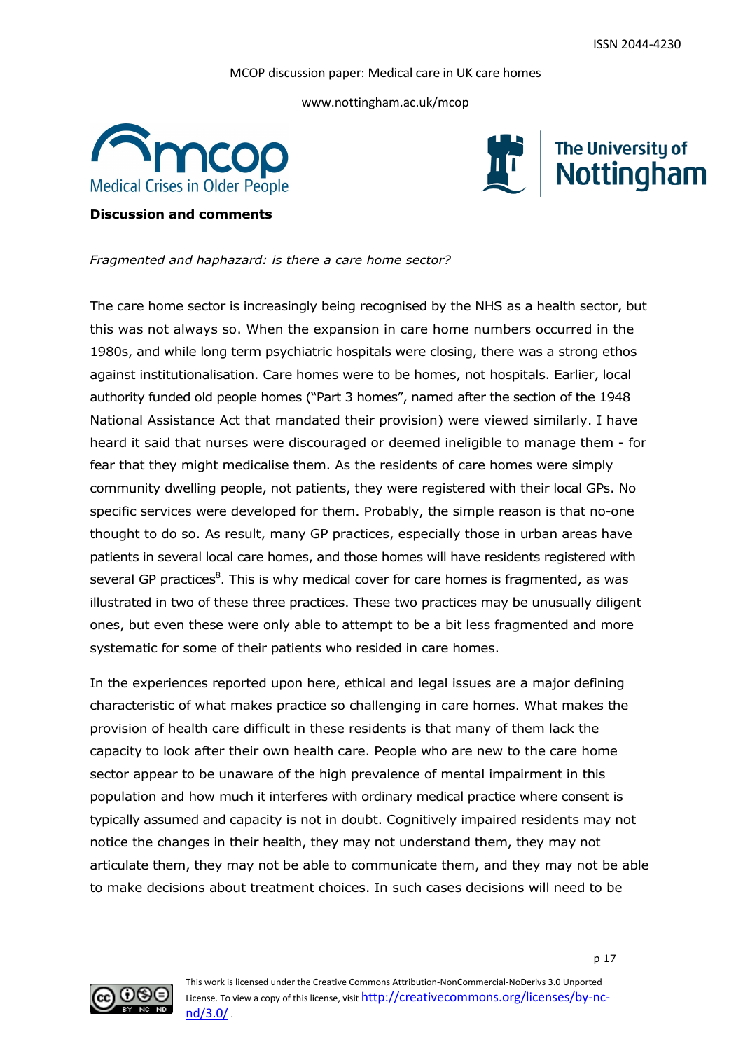**Discussion and comments**

*Fragmented and haphazard: is there a care home sector?*

The care home sector is increasingly being recognised by the NHS as a health sector, but this was not always so. When the expansion in care home numbers occurred in the 1980s, and while long term psychiatric hospitals were closing, there was a strong ethos against institutionalisation. Care homes were to be homes, not hospitals. Earlier, local authority funded old people homes ("Part 3 homes", named after the section of the 1948 National Assistance Act that mandated their provision) were viewed similarly. I have heard it said that nurses were discouraged or deemed ineligible to manage them - for fear that they might medicalise them. As the residents of care homes were simply community dwelling people, not patients, they were registered with their local GPs. No specific services were developed for them. Probably, the simple reason is that no-one thought to do so. As result, many GP practices, especially those in urban areas have patients in several local care homes, and those homes will have residents registered with several GP practices[8]. This is why medical cover for care homes is fragmented, as was illustrated in two of these three practices. These two practices may be unusually diligent ones, but even these were only able to attempt to be a bit less fragmented and more systematic for some of their patients who resided in care homes.

In the experiences reported upon here, ethical and legal issues are a major defining characteristic of what makes practice so challenging in care homes. What makes the provision of health care difficult in these residents is that many of them lack the capacity to look after their own health care. People who are new to the care home sector appear to be unaware of the high prevalence of mental impairment in this population and how much it interferes with ordinary medical practice where consent is typically assumed and capacity is not in doubt. Cognitively impaired residents may not notice the changes in their health, they may not understand them, they may not articulate them, they may not be able to communicate them, and they may not be able to make decisions about treatment choices. In such cases decisions will need to be

This work is licensed under the Creative Commons Attribution-NonCommercial-NoDerivs 3.0 Unported License. To view a copy of this license, visit http://creativecommons.org/licenses/by-nc-nd/3.0/ .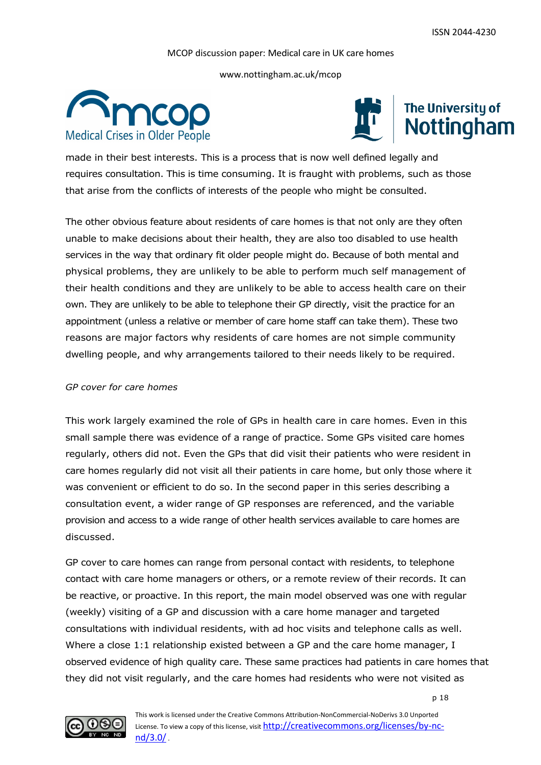made in their best interests. This is a process that is now well defined legally and requires consultation. This is time consuming. It is fraught with problems, such as those that arise from the conflicts of interests of the people who might be consulted.

The other obvious feature about residents of care homes is that not only are they often unable to make decisions about their health, they are also too disabled to use health services in the way that ordinary fit older people might do. Because of both mental and physical problems, they are unlikely to be able to perform much self management of their health conditions and they are unlikely to be able to access health care on their own. They are unlikely to be able to telephone their GP directly, visit the practice for an appointment (unless a relative or member of care home staff can take them). These two reasons are major factors why residents of care homes are not simple community dwelling people, and why arrangements tailored to their needs likely to be required.

*GP cover for care homes*

This work largely examined the role of GPs in health care in care homes. Even in this small sample there was evidence of a range of practice. Some GPs visited care homes regularly, others did not. Even the GPs that did visit their patients who were resident in care homes regularly did not visit all their patients in care home, but only those where it was convenient or efficient to do so. In the second paper in this series describing a consultation event, a wider range of GP responses are referenced, and the variable provision and access to a wide range of other health services available to care homes are discussed.

GP cover to care homes can range from personal contact with residents, to telephone contact with care home managers or others, or a remote review of their records. It can be reactive, or proactive. In this report, the main model observed was one with regular (weekly) visiting of a GP and discussion with a care home manager and targeted consultations with individual residents, with ad hoc visits and telephone calls as well. Where a close 1:1 relationship existed between a GP and the care home manager, I observed evidence of high quality care. These same practices had patients in care homes that they did not visit regularly, and the care homes had residents who were not visited as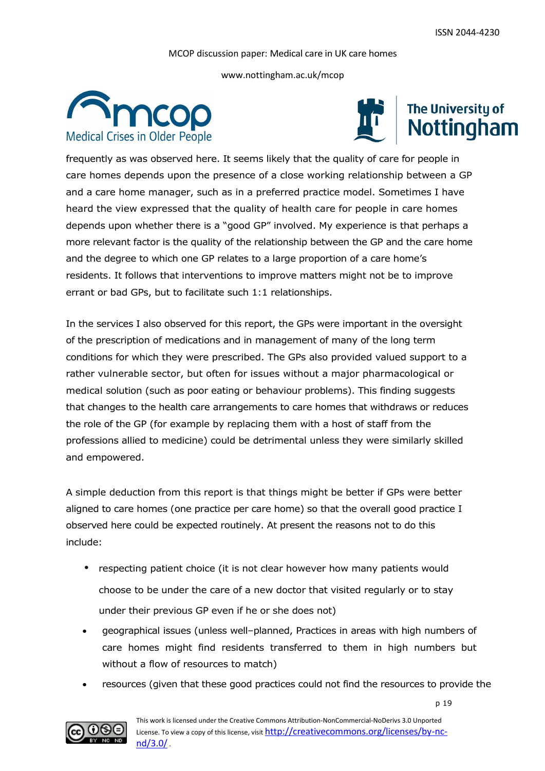frequently as was observed here. It seems likely that the quality of care for people in care homes depends upon the presence of a close working relationship between a GP and a care home manager, such as in a preferred practice model. Sometimes I have heard the view expressed that the quality of health care for people in care homes depends upon whether there is a "good GP" involved. My experience is that perhaps a more relevant factor is the quality of the relationship between the GP and the care home and the degree to which one GP relates to a large proportion of a care home's residents. It follows that interventions to improve matters might not be to improve errant or bad GPs, but to facilitate such 1:1 relationships.

In the services I also observed for this report, the GPs were important in the oversight of the prescription of medications and in management of many of the long term conditions for which they were prescribed. The GPs also provided valued support to a rather vulnerable sector, but often for issues without a major pharmacological or medical solution (such as poor eating or behaviour problems). This finding suggests that changes to the health care arrangements to care homes that withdraws or reduces the role of the GP (for example by replacing them with a host of staff from the professions allied to medicine) could be detrimental unless they were similarly skilled and empowered.

A simple deduction from this report is that things might be better if GPs were better aligned to care homes (one practice per care home) so that the overall good practice I observed here could be expected routinely. At present the reasons not to do this include:

- respecting patient choice (it is not clear however how many patients would choose to be under the care of a new doctor that visited regularly or to stay under their previous GP even if he or she does not)
- geographical issues (unless well–planned, Practices in areas with high numbers of care homes might find residents transferred to them in high numbers but without a flow of resources to match)
- resources (given that these good practices could not find the resources to provide the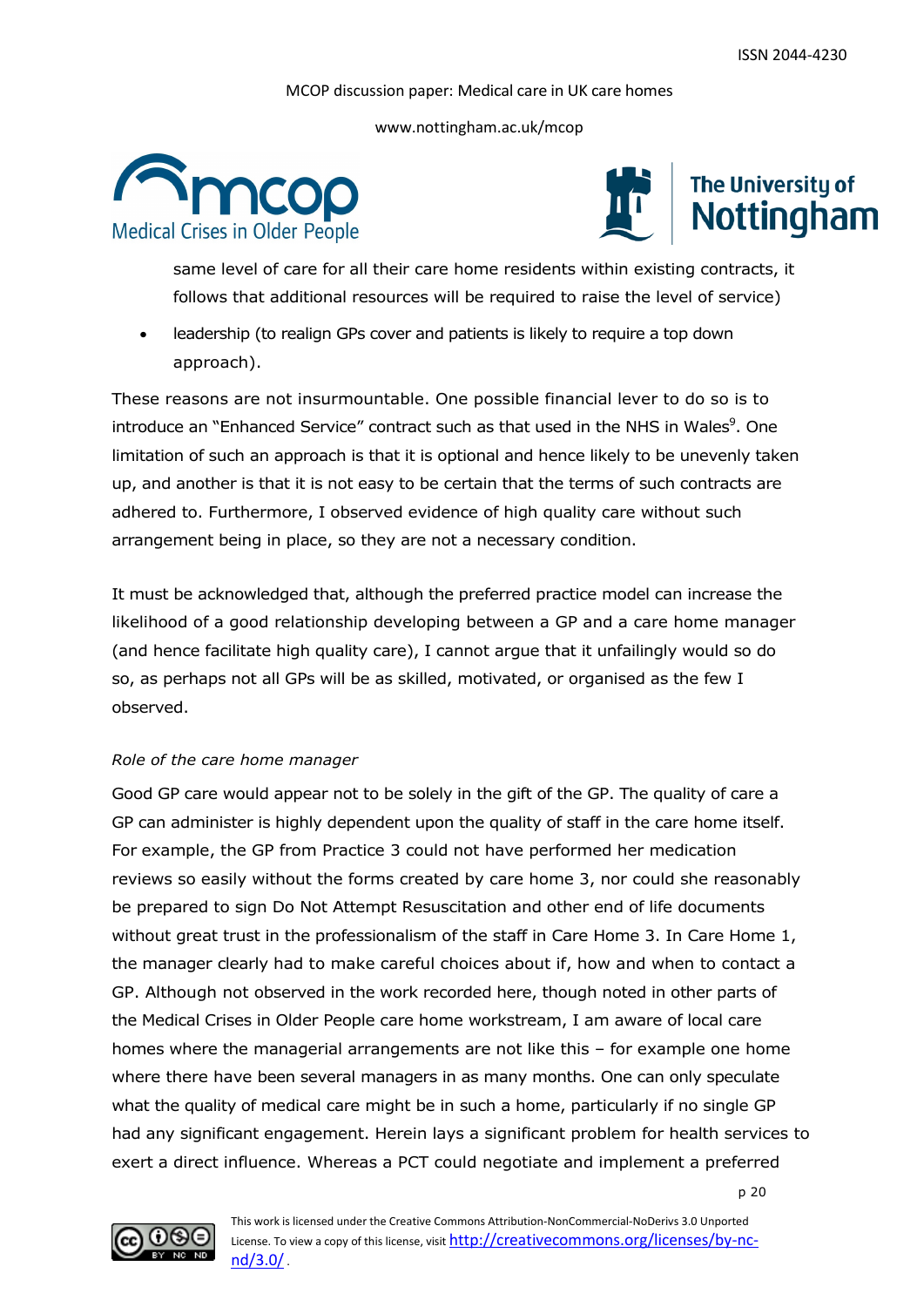same level of care for all their care home residents within existing contracts, it follows that additional resources will be required to raise the level of service)

- leadership (to realign GPs cover and patients is likely to require a top down approach).

These reasons are not insurmountable. One possible financial lever to do so is to introduce an "Enhanced Service" contract such as that used in the NHS in Wales[9]. One limitation of such an approach is that it is optional and hence likely to be unevenly taken up, and another is that it is not easy to be certain that the terms of such contracts are adhered to. Furthermore, I observed evidence of high quality care without such arrangement being in place, so they are not a necessary condition.

It must be acknowledged that, although the preferred practice model can increase the likelihood of a good relationship developing between a GP and a care home manager (and hence facilitate high quality care), I cannot argue that it unfailingly would so do so, as perhaps not all GPs will be as skilled, motivated, or organised as the few I observed.

*Role of the care home manager*

Good GP care would appear not to be solely in the gift of the GP. The quality of care a GP can administer is highly dependent upon the quality of staff in the care home itself. For example, the GP from Practice 3 could not have performed her medication reviews so easily without the forms created by care home 3, nor could she reasonably be prepared to sign Do Not Attempt Resuscitation and other end of life documents without great trust in the professionalism of the staff in Care Home 3. In Care Home 1, the manager clearly had to make careful choices about if, how and when to contact a GP. Although not observed in the work recorded here, though noted in other parts of the Medical Crises in Older People care home workstream, I am aware of local care homes where the managerial arrangements are not like this – for example one home where there have been several managers in as many months. One can only speculate what the quality of medical care might be in such a home, particularly if no single GP had any significant engagement. Herein lays a significant problem for health services to exert a direct influence. Whereas a PCT could negotiate and implement a preferred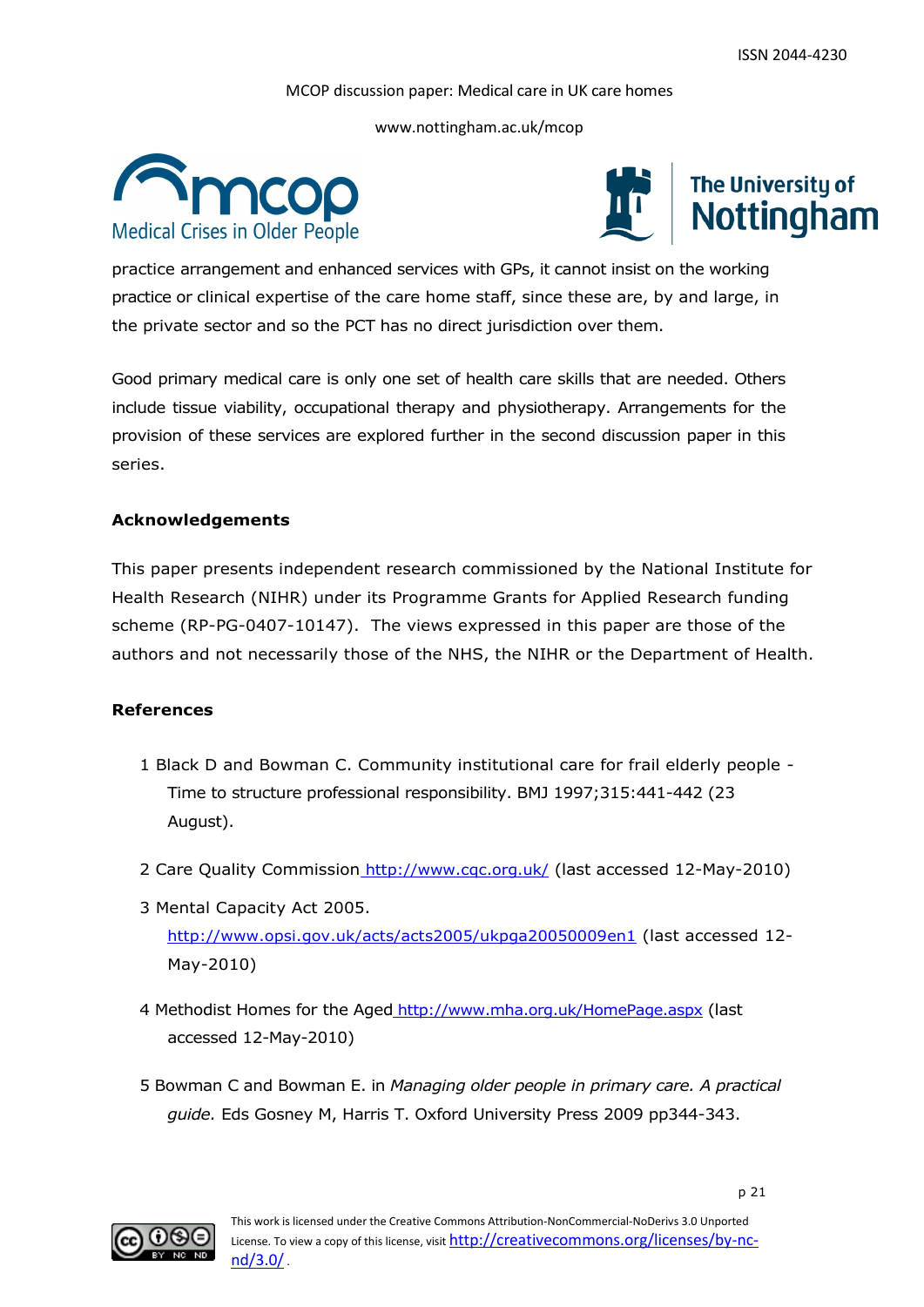practice arrangement and enhanced services with GPs, it cannot insist on the working practice or clinical expertise of the care home staff, since these are, by and large, in the private sector and so the PCT has no direct jurisdiction over them.

Good primary medical care is only one set of health care skills that are needed. Others include tissue viability, occupational therapy and physiotherapy. Arrangements for the provision of these services are explored further in the second discussion paper in this series.

**Acknowledgements**

This paper presents independent research commissioned by the National Institute for Health Research (NIHR) under its Programme Grants for Applied Research funding scheme (RP-PG-0407-10147). The views expressed in this paper are those of the authors and not necessarily those of the NHS, the NIHR or the Department of Health.

**References**

1 Black D and Bowman C. Community institutional care for frail elderly people - Time to structure professional responsibility. BMJ 1997;315:441-442 (23 August).

2 Care Quality Commission http://www.cqc.org.uk/ (last accessed 12-May-2010)

3 Mental Capacity Act 2005. http://www.opsi.gov.uk/acts/acts2005/ukpga20050009en1 (last accessed 12-May-2010)

4 Methodist Homes for the Aged http://www.mha.org.uk/HomePage.aspx (last accessed 12-May-2010)

5 Bowman C and Bowman E. in *Managing older people in primary care. A practical guide.* Eds Gosney M, Harris T. Oxford University Press 2009 pp344-343.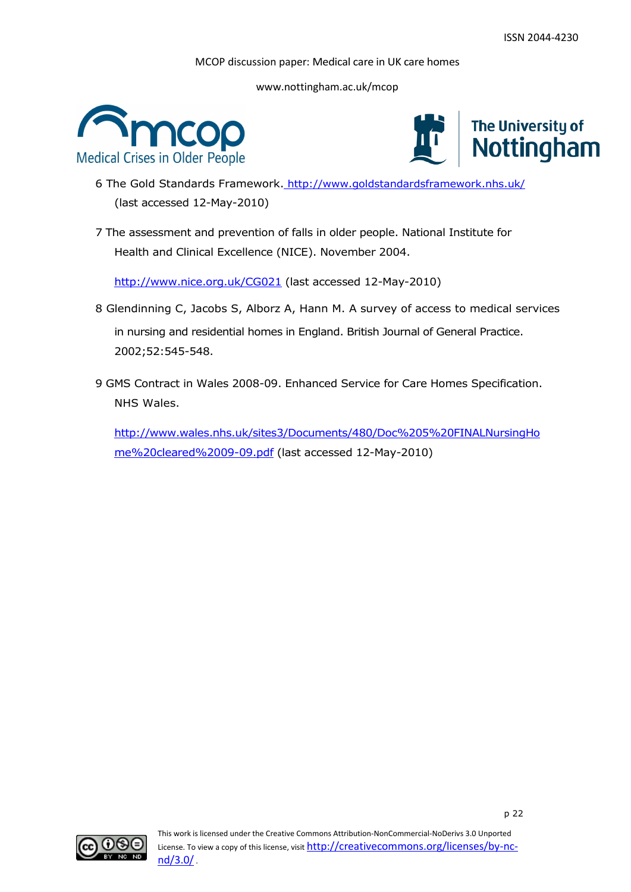6 The Gold Standards Framework. http://www.goldstandardsframework.nhs.uk/ (last accessed 12-May-2010)

7 The assessment and prevention of falls in older people. National Institute for Health and Clinical Excellence (NICE). November 2004.

http://www.nice.org.uk/CG021 (last accessed 12-May-2010)

8 Glendinning C, Jacobs S, Alborz A, Hann M. A survey of access to medical services in nursing and residential homes in England. British Journal of General Practice. 2002;52:545-548.

9 GMS Contract in Wales 2008-09. Enhanced Service for Care Homes Specification. NHS Wales.

http://www.wales.nhs.uk/sites3/Documents/480/Doc%205%20FINALNursingHome%20cleared%2009-09.pdf (last accessed 12-May-2010)

This work is licensed under the Creative Commons Attribution-NonCommercial-NoDerivs 3.0 Unported License. To view a copy of this license, visit http://creativecommons.org/licenses/by-nc-nd/3.0/.